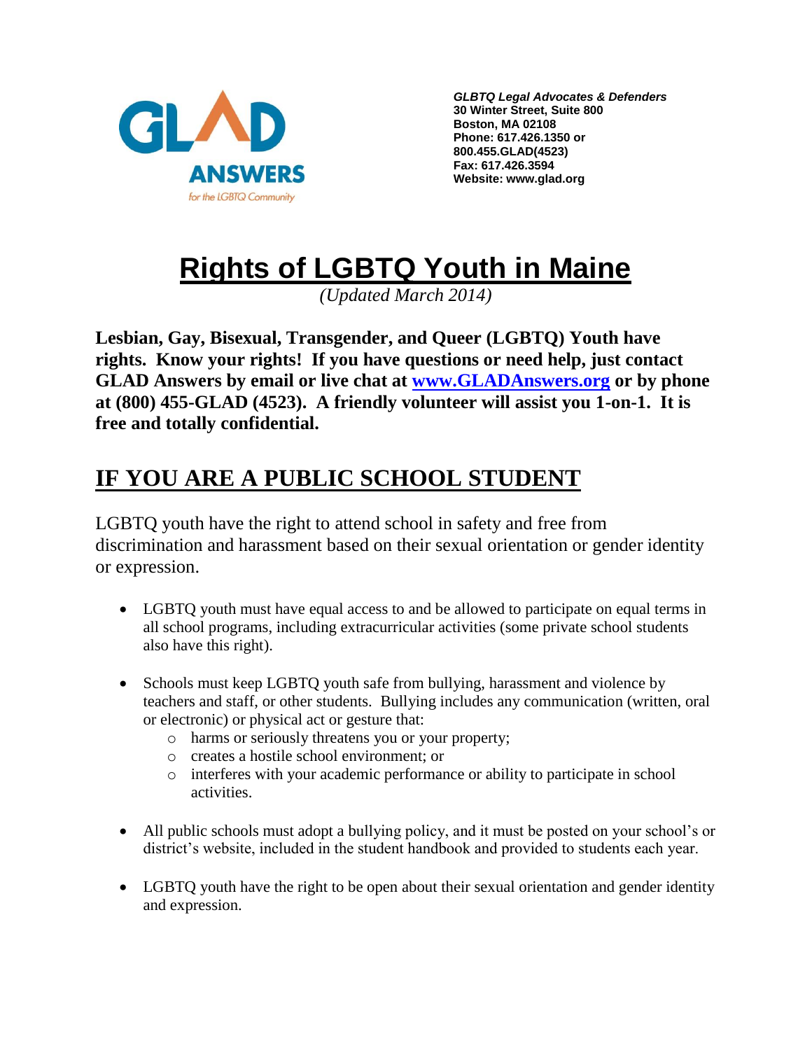GLAD ANSWERS for the LGBTQ Community

*GLBTQ Legal Advocates & Defenders*
**30 Winter Street, Suite 800**
**Boston, MA 02108**
**Phone: 617.426.1350 or 800.455.GLAD(4523)**
**Fax: 617.426.3594**
**Website: www.glad.org**

# Rights of LGBTQ Youth in Maine

*(Updated March 2014)*

**Lesbian, Gay, Bisexual, Transgender, and Queer (LGBTQ) Youth have rights. Know your rights! If you have questions or need help, just contact GLAD Answers by email or live chat at [www.GLADAnswers.org](http://www.GLADAnswers.org) or by phone at (800) 455-GLAD (4523). A friendly volunteer will assist you 1-on-1. It is free and totally confidential.**

## IF YOU ARE A PUBLIC SCHOOL STUDENT

LGBTQ youth have the right to attend school in safety and free from discrimination and harassment based on their sexual orientation or gender identity or expression.

- LGBTQ youth must have equal access to and be allowed to participate on equal terms in all school programs, including extracurricular activities (some private school students also have this right).
- Schools must keep LGBTQ youth safe from bullying, harassment and violence by teachers and staff, or other students. Bullying includes any communication (written, oral or electronic) or physical act or gesture that:
  - harms or seriously threatens you or your property;
  - creates a hostile school environment; or
  - interferes with your academic performance or ability to participate in school activities.
- All public schools must adopt a bullying policy, and it must be posted on your school's or district's website, included in the student handbook and provided to students each year.
- LGBTQ youth have the right to be open about their sexual orientation and gender identity and expression.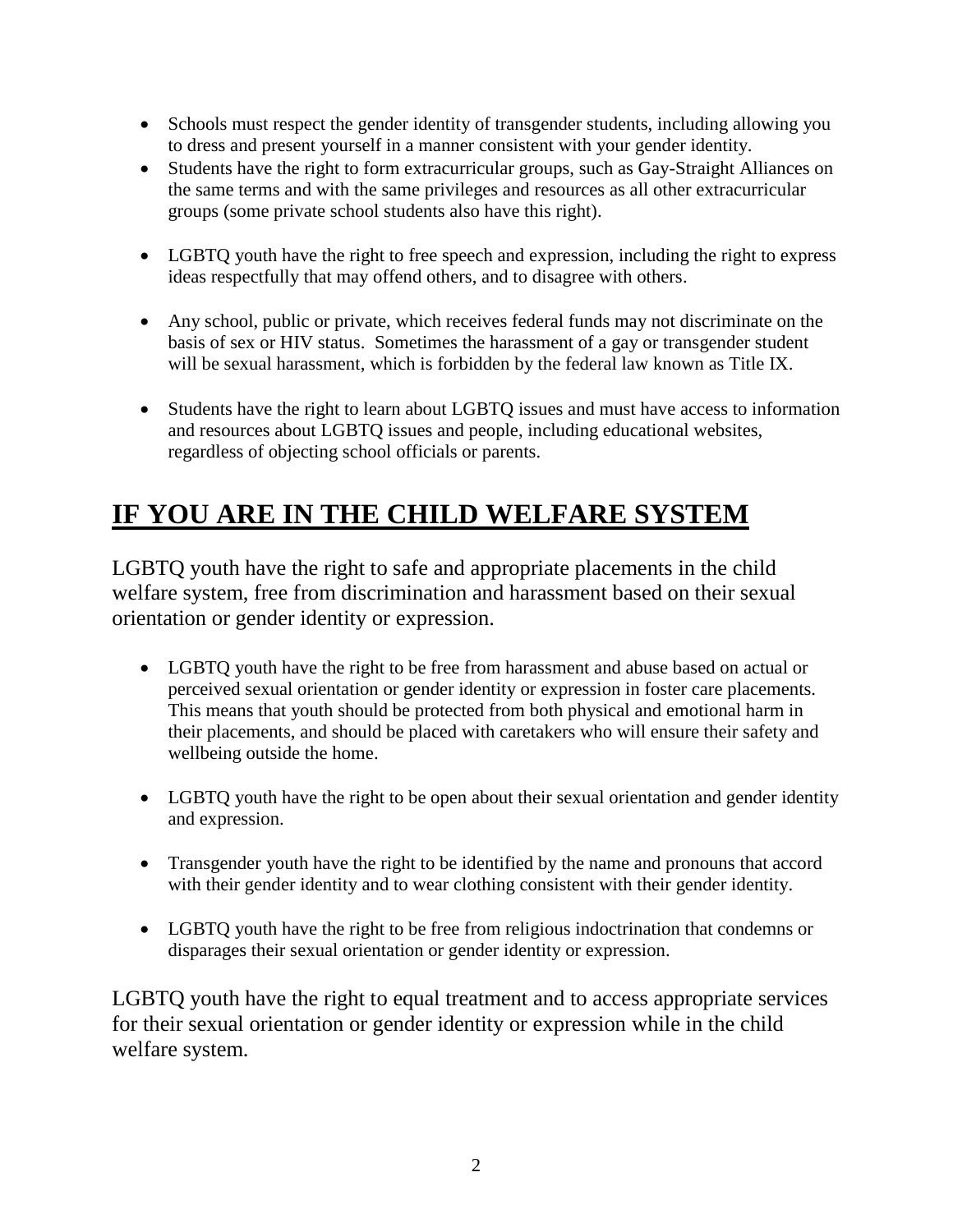- Schools must respect the gender identity of transgender students, including allowing you to dress and present yourself in a manner consistent with your gender identity.
- Students have the right to form extracurricular groups, such as Gay-Straight Alliances on the same terms and with the same privileges and resources as all other extracurricular groups (some private school students also have this right).

- LGBTQ youth have the right to free speech and expression, including the right to express ideas respectfully that may offend others, and to disagree with others.

- Any school, public or private, which receives federal funds may not discriminate on the basis of sex or HIV status. Sometimes the harassment of a gay or transgender student will be sexual harassment, which is forbidden by the federal law known as Title IX.

- Students have the right to learn about LGBTQ issues and must have access to information and resources about LGBTQ issues and people, including educational websites, regardless of objecting school officials or parents.

# IF YOU ARE IN THE CHILD WELFARE SYSTEM

LGBTQ youth have the right to safe and appropriate placements in the child welfare system, free from discrimination and harassment based on their sexual orientation or gender identity or expression.

- LGBTQ youth have the right to be free from harassment and abuse based on actual or perceived sexual orientation or gender identity or expression in foster care placements. This means that youth should be protected from both physical and emotional harm in their placements, and should be placed with caretakers who will ensure their safety and wellbeing outside the home.

- LGBTQ youth have the right to be open about their sexual orientation and gender identity and expression.

- Transgender youth have the right to be identified by the name and pronouns that accord with their gender identity and to wear clothing consistent with their gender identity.

- LGBTQ youth have the right to be free from religious indoctrination that condemns or disparages their sexual orientation or gender identity or expression.

LGBTQ youth have the right to equal treatment and to access appropriate services for their sexual orientation or gender identity or expression while in the child welfare system.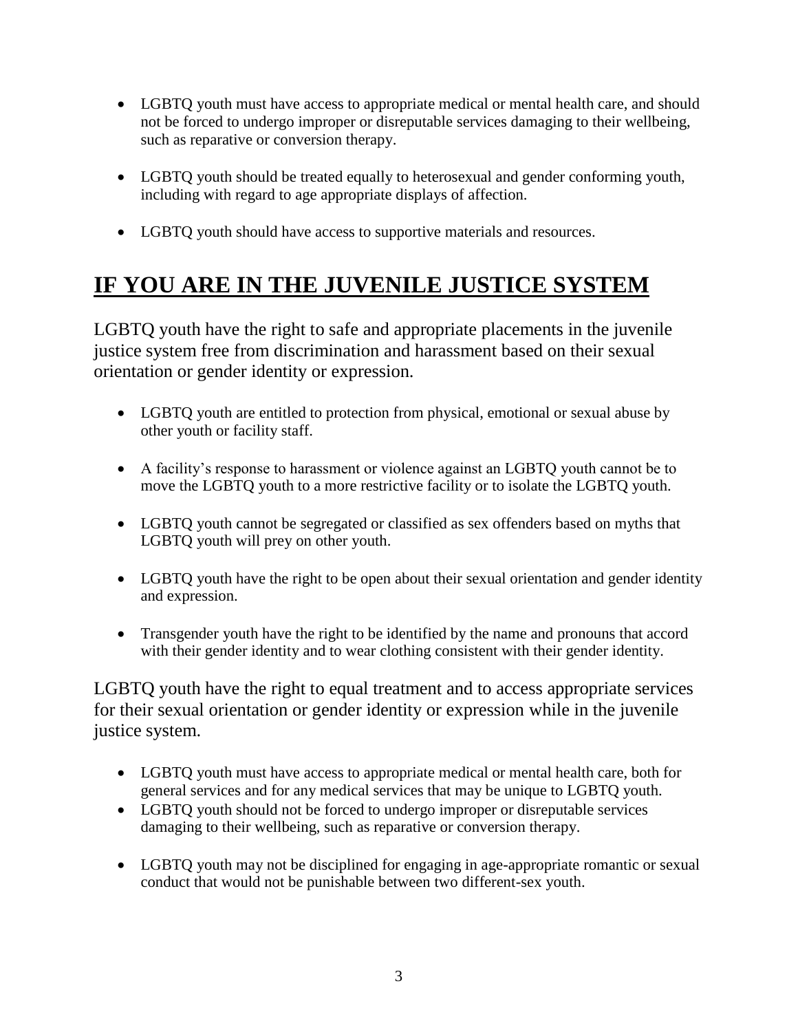- LGBTQ youth must have access to appropriate medical or mental health care, and should not be forced to undergo improper or disreputable services damaging to their wellbeing, such as reparative or conversion therapy.

- LGBTQ youth should be treated equally to heterosexual and gender conforming youth, including with regard to age appropriate displays of affection.

- LGBTQ youth should have access to supportive materials and resources.

## IF YOU ARE IN THE JUVENILE JUSTICE SYSTEM

LGBTQ youth have the right to safe and appropriate placements in the juvenile justice system free from discrimination and harassment based on their sexual orientation or gender identity or expression.

- LGBTQ youth are entitled to protection from physical, emotional or sexual abuse by other youth or facility staff.

- A facility's response to harassment or violence against an LGBTQ youth cannot be to move the LGBTQ youth to a more restrictive facility or to isolate the LGBTQ youth.

- LGBTQ youth cannot be segregated or classified as sex offenders based on myths that LGBTQ youth will prey on other youth.

- LGBTQ youth have the right to be open about their sexual orientation and gender identity and expression.

- Transgender youth have the right to be identified by the name and pronouns that accord with their gender identity and to wear clothing consistent with their gender identity.

LGBTQ youth have the right to equal treatment and to access appropriate services for their sexual orientation or gender identity or expression while in the juvenile justice system.

- LGBTQ youth must have access to appropriate medical or mental health care, both for general services and for any medical services that may be unique to LGBTQ youth.
- LGBTQ youth should not be forced to undergo improper or disreputable services damaging to their wellbeing, such as reparative or conversion therapy.

- LGBTQ youth may not be disciplined for engaging in age-appropriate romantic or sexual conduct that would not be punishable between two different-sex youth.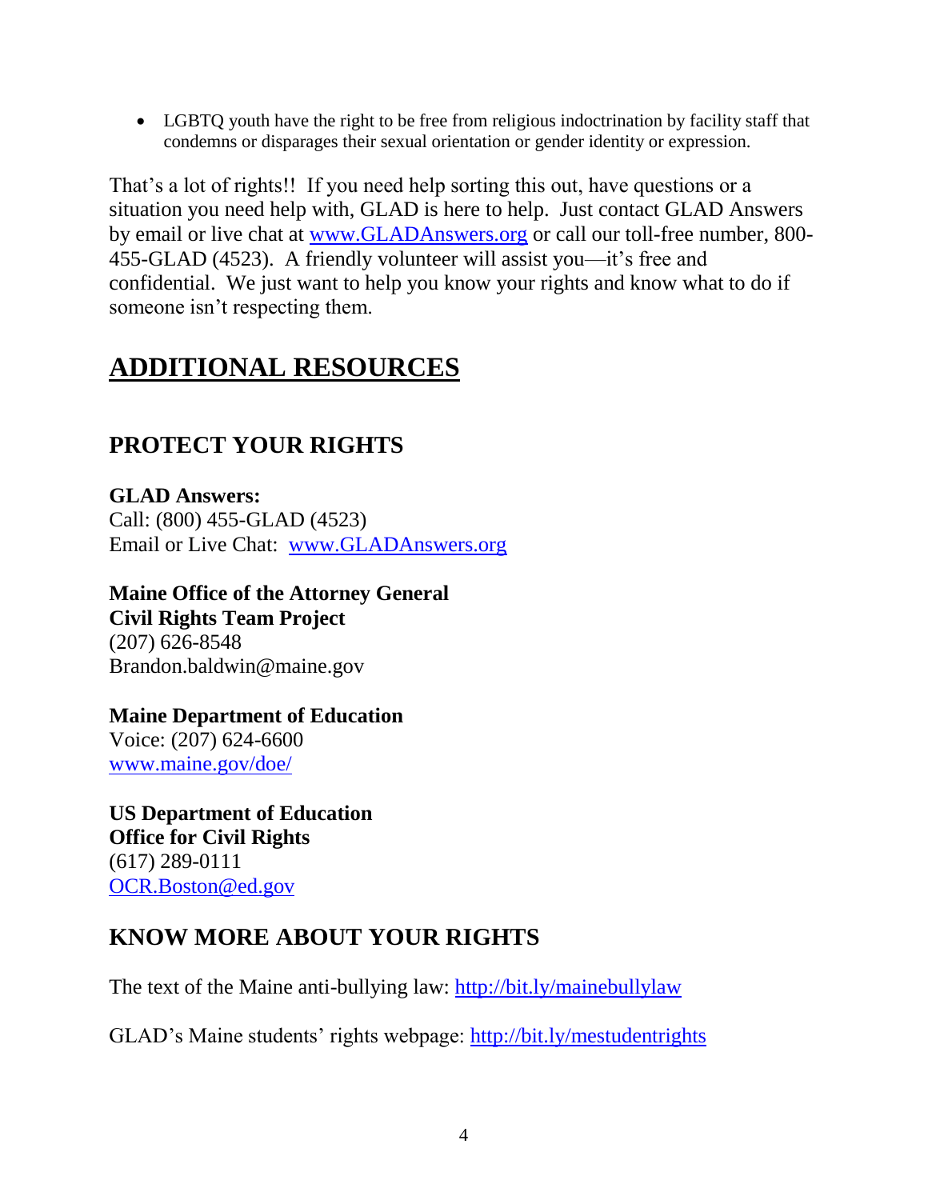- LGBTQ youth have the right to be free from religious indoctrination by facility staff that condemns or disparages their sexual orientation or gender identity or expression.

That's a lot of rights!! If you need help sorting this out, have questions or a situation you need help with, GLAD is here to help. Just contact GLAD Answers by email or live chat at [www.GLADAnswers.org](http://www.GLADAnswers.org) or call our toll-free number, 800-455-GLAD (4523). A friendly volunteer will assist you—it's free and confidential. We just want to help you know your rights and know what to do if someone isn't respecting them.

# ADDITIONAL RESOURCES

## PROTECT YOUR RIGHTS

**GLAD Answers:**
Call: (800) 455-GLAD (4523)
Email or Live Chat: [www.GLADAnswers.org](http://www.GLADAnswers.org)

**Maine Office of the Attorney General**
**Civil Rights Team Project**
(207) 626-8548
Brandon.baldwin@maine.gov

**Maine Department of Education**
Voice: (207) 624-6600
[www.maine.gov/doe/](http://www.maine.gov/doe/)

**US Department of Education**
**Office for Civil Rights**
(617) 289-0111
[OCR.Boston@ed.gov](mailto:OCR.Boston@ed.gov)

## KNOW MORE ABOUT YOUR RIGHTS

The text of the Maine anti-bullying law: [http://bit.ly/mainebullylaw](http://bit.ly/mainebullylaw)

GLAD's Maine students' rights webpage: [http://bit.ly/mestudentrights](http://bit.ly/mestudentrights)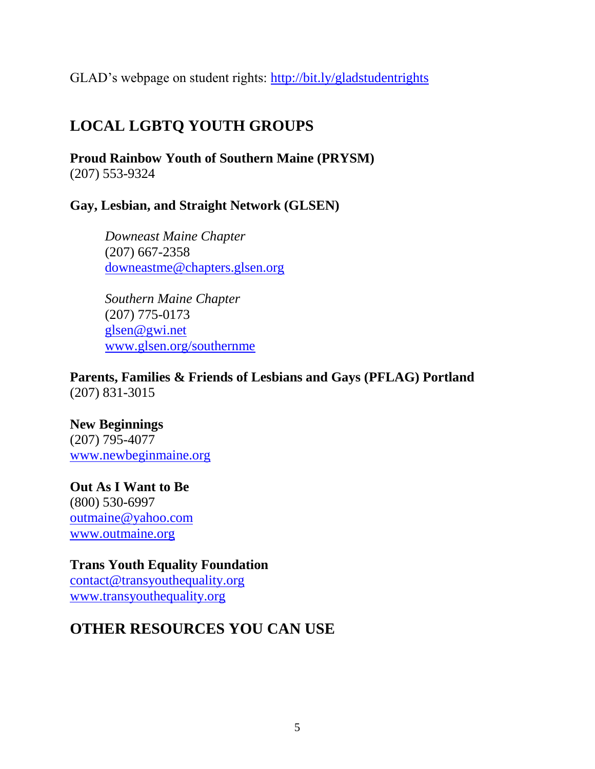GLAD's webpage on student rights: http://bit.ly/gladstudentrights

## LOCAL LGBTQ YOUTH GROUPS

**Proud Rainbow Youth of Southern Maine (PRYSM)**
(207) 553-9324

**Gay, Lesbian, and Straight Network (GLSEN)**

> *Downeast Maine Chapter*
> (207) 667-2358
> downeastme@chapters.glsen.org
>
> *Southern Maine Chapter*
> (207) 775-0173
> glsen@gwi.net
> www.glsen.org/southernme

**Parents, Families & Friends of Lesbians and Gays (PFLAG) Portland**
(207) 831-3015

**New Beginnings**
(207) 795-4077
www.newbeginmaine.org

**Out As I Want to Be**
(800) 530-6997
outmaine@yahoo.com
www.outmaine.org

**Trans Youth Equality Foundation**
contact@transyouthequality.org
www.transyouthequality.org

## OTHER RESOURCES YOU CAN USE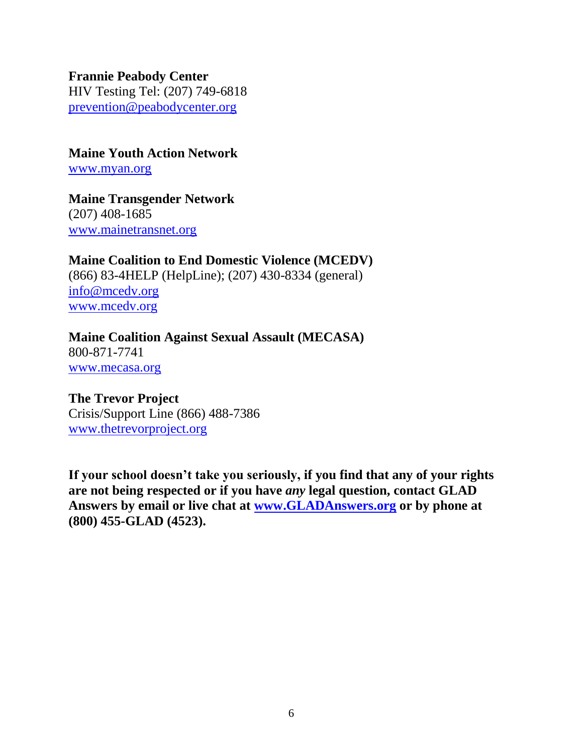**Frannie Peabody Center**
HIV Testing Tel: (207) 749-6818
prevention@peabodycenter.org

**Maine Youth Action Network**
www.myan.org

**Maine Transgender Network**
(207) 408-1685
www.mainetransnet.org

**Maine Coalition to End Domestic Violence (MCEDV)**
(866) 83-4HELP (HelpLine); (207) 430-8334 (general)
info@mcedv.org
www.mcedv.org

**Maine Coalition Against Sexual Assault (MECASA)**
800-871-7741
www.mecasa.org

**The Trevor Project**
Crisis/Support Line (866) 488-7386
www.thetrevorproject.org

**If your school doesn't take you seriously, if you find that any of your rights are not being respected or if you have *any* legal question, contact GLAD Answers by email or live chat at www.GLADAnswers.org or by phone at (800) 455-GLAD (4523).**